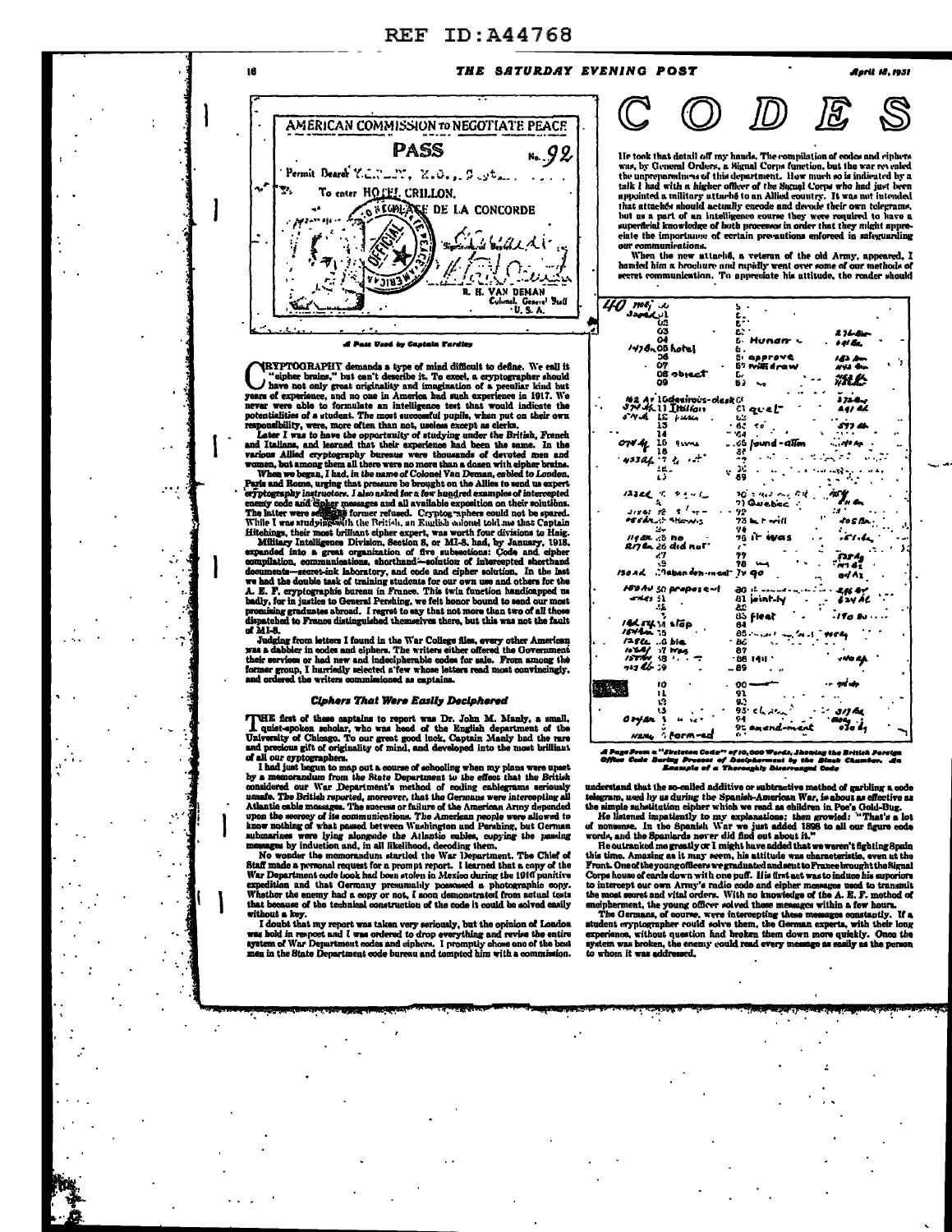# CODES

**AMERICAN COMMISSION TO NEGOTIATE PEACE**

**PASS** No. 92

Permit Bearer Y.... H.O., Capt.

To enter HOTEL CRILLON, PLACE DE LA CONCORDE

R. H. VAN DEMAN
Colonel, General Staff
U. S. A.

*A Pass Used by Captain Yardley*

CRYPTOGRAPHY demands a type of mind difficult to define. We call it "cipher brains," but can't describe it. To excel, a cryptographer should have not only great originality and imagination of a peculiar kind but years of experience, and no one in America had such experience in 1917. We never were able to formulate an intelligence test that would indicate the potentialities of a student. The most successful pupils, when put on their own responsibility, were, more often than not, useless except as clerks.

Later I was to have the opportunity of studying under the British, French and Italians, and learned that their experience had been the same. In the various Allied cryptography bureaus were thousands of devoted men and women, but among them all there were no more than a dozen with cipher brains.

When we began, I had, in the name of Colonel Van Deman, cabled to London, Paris and Rome, urging that pressure be brought on the Allies to send us expert cryptography instructors. I also asked for a few hundred examples of intercepted enemy code and cipher messages and all available exposition on their solutions. The latter were sent; the former refused. Cryptographers could not be spared. While I was studying with the British, an English colonel told me that Captain Hitchings, their most brilliant cipher expert, was worth four divisions to Haig.

Military Intelligence Division, Section 8, or MI-8, had, by January, 1918, expanded into a great organization of five subsections: Code and cipher compilation, communications, shorthand—solution of intercepted shorthand documents—secret-ink laboratory, and code and cipher solution. In the last we had the double task of training students for our own use and others for the A. E. F. cryptographic bureau in France. This twin function handicapped us badly, for in justice to General Pershing, we felt honor bound to send our most promising graduates abroad. I regret to say that not more than two of all those dispatched to France distinguished themselves there, but this was not the fault of MI-8.

Judging from letters I found in the War College files, every other American was a dabbler in codes and ciphers. The writers either offered the Government their services or had new and indecipherable codes for sale. From among the former group, I hurriedly selected a few whose letters read most convincingly, and ordered the writers commissioned as captains.

## Ciphers That Were Easily Deciphered

THE first of these captains to report was Dr. John M. Manly, a small, quiet-spoken scholar, who was head of the English department of the University of Chicago. To our great good luck, Captain Manly had the rare and precious gift of originality of mind, and developed into the most brilliant of all our cryptographers.

I had just begun to map out a course of schooling when my plans were upset by a memorandum from the State Department to the effect that the British considered our War Department's method of coding cablegrams seriously unsafe. The British reported, moreover, that the Germans were intercepting all Atlantic cable messages. The success or failure of the American Army depended upon the secrecy of its communications. The American people were allowed to know nothing of what passed between Washington and Pershing, but German submarines were lying alongside the Atlantic cables, copying the passing messages by induction and, in all likelihood, decoding them.

No wonder the memorandum startled the War Department. The Chief of Staff made a personal request for a prompt report. I learned that a copy of the War Department code book had been stolen in Mexico during the 1916 punitive expedition and that Germany presumably possessed a photographic copy. Whether the enemy had a copy or not, I soon demonstrated from actual tests that because of the technical construction of the code it could be solved easily without a key.

I doubt that my report was taken very seriously, but the opinion of London was held in respect and I was ordered to drop everything and revise the entire system of War Department codes and ciphers. I promptly chose one of the best men in the State Department code bureau and tempted him with a commission.

He took that detail off my hands. The compilation of codes and ciphers was, by General Orders, a Signal Corps function, but the war revealed the unpreparedness of this department. How much so is indicated by a talk I had with a higher officer of the Signal Corps who had just been appointed a military attaché to an Allied country. It was not intended that attachés should actually encode and decode their own telegrams, but as a part of an intelligence course they were required to have a superficial knowledge of both processes in order that they might appreciate the importance of certain precautions enforced in safeguarding our communications.

When the new attaché, a veteran of the old Army, appeared, I handed him a brochure and rapidly went over some of our methods of secret communication. To appreciate his attitude, the reader should

*A Page From a "Skeleton Code" of 10,000 Words, Showing the British Foreign Office Code During Process of Decipherment by the Black Chamber. An Example of a Thoroughly Disarranged Code*

understand that the so-called additive or subtractive method of garbling a code telegram, used by us during the Spanish-American War, is about as effective as the simple substitution cipher which we read as children in Poe's Gold-Bug.

He listened impatiently to my explanations; then growled: "That's a lot of nonsense. In the Spanish War we just added 1898 to all our figure code words, and the Spaniards never did find out about it."

He outranked me greatly or I might have added that we weren't fighting Spain this time. Amazing as it may seem, his attitude was characteristic, even at the Front. One of the young officers we graduated and sent to France brought the Signal Corps house of cards down with one puff. His first act was to induce his superiors to intercept our own Army's radio code and cipher messages used to transmit the most secret and vital orders. With no knowledge of the A. E. F. method of encipherment, the young officer solved these messages within a few hours.

The Germans, of course, were intercepting these messages constantly. If a student cryptographer could solve them, the German experts, with their long experience, without question had broken them down more quickly. Once the system was broken, the enemy could read every message as easily as the person to whom it was addressed.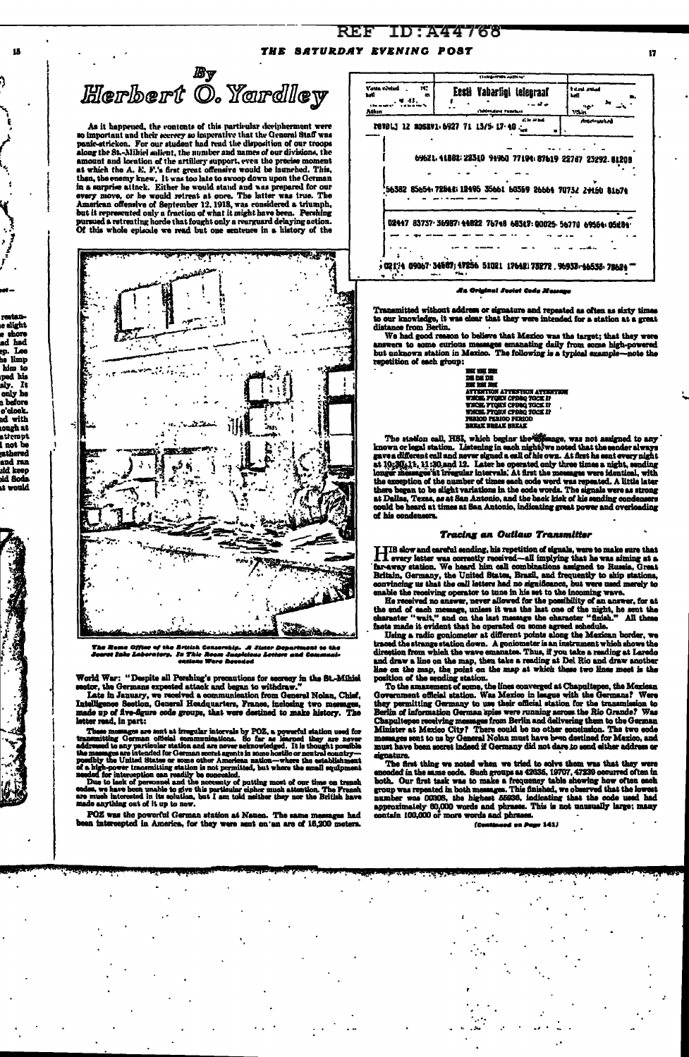# By Herbert O. Yardley

As it happened, the contents of this particular decipherment were so important and their secrecy so imperative that the General Staff was panic-stricken. For our student had read the disposition of our troops along the St.-Mihiel salient, the number and names of our divisions, the amount and location of the artillery support, even the precise moment at which the A. E. F.'s first great offensive would be launched. This, then, the enemy knew. It was too late to swoop down upon the German in a surprise attack. Either he would stand and was prepared for our every move, or he would retreat at once. The latter was true. The American offensive of September 12, 1918, was considered a triumph, but it represented only a fraction of what it might have been. Pershing pursued a retreating horde that fought only a rearguard delaying action. Of this whole episode we read but one sentence in a history of the World War: "Despite all Pershing's precautions for secrecy in the St.-Mihiel sector, the Germans expected attack and began to withdraw."

*The Home Office of the British Censorship. A Sister Department to the Secret Inks Laboratory. In This Room Suspicious Letters and Communications Were Recorded*

Late in January, we received a communication from General Nolan, Chief, Intelligence Section, General Headquarters, France, inclosing two messages, made up of five-figure code groups, that were destined to make history. The letter read, in part:

> These messages are sent at irregular intervals by POZ, a powerful station used for transmitting German official communications. So far as learned they are never addressed to any particular station and are never acknowledged. It is thought possible the messages are intended for German secret agents in some hostile or neutral country—possibly the United States or some other American nation—where the establishment of a high-power transmitting station is not permitted, but where the small equipment needed for interception can readily be concealed.
>
> Due to lack of personnel and the necessity of putting most of our time on trench codes, we have been unable to give this particular cipher much attention. The French are much interested in its solution, but I am told neither they nor the British have made anything out of it up to now.

POZ was the powerful German station at Nauen. The same messages had been intercepted in America, for they were sent on an arc of 16,200 meters.

*An Original Soviet Code Message*

Transmitted without address or signature and repeated as often as sixty times to our knowledge, it was clear that they were intended for a station at a great distance from Berlin.

We had good reason to believe that Mexico was the target; that they were answers to some curious messages emanating daily from some high-powered but unknown station in Mexico. The following is a typical example—note the repetition of each group:

HSI HSI HSI
DE DE DE
HSI HSI HSI
ATTENTION ATTENTION ATTENTION
WNCHL PTQHN CPDSQ TOCK IT
WNCHL PTQHN CPDSQ TOCK IT
WNCHL PTQHN CPDSQ TOCK IT
PERIOD PERIOD PERIOD
BREAK BREAK BREAK

The station call, HSI, which begins the message, was not assigned to any known or legal station. Listening in each night, we noted that the sender always gave a different call and never signed a call of his own. At first he sent every night at 10:30, 11, 11:30 and 12. Later he operated only three times a night, sending longer messages at irregular intervals. At first the messages were identical, with the exception of the number of times each code word was repeated. A little later there began to be slight variations in the code words. The signals were as strong at Dallas, Texas, as at San Antonio, and the back kick of his sending condensers could be heard at times at San Antonio, indicating great power and overloading of his condensers.

### Tracing an Outlaw Transmitter

His slow and careful sending, his repetition of signals, were to make sure that every letter was correctly received—all implying that he was aiming at a far-away station. We heard him call combinations assigned to Russia, Great Britain, Germany, the United States, Brazil, and frequently to ship stations, convincing us that the call letters had no significance, but were used merely to enable the receiving operator to tune in his set to the incoming wave.

He received no answer, never allowed for the possibility of an answer, for at the end of each message, unless it was the last one of the night, he sent the character "wait," and on the last message the character "finish." All these facts made it evident that he operated on some agreed schedule.

Using a radio goniometer at different points along the Mexican border, we traced the strange station down. A goniometer is an instrument which shows the direction from which the wave emanates. Thus, if you take a reading at Laredo and draw a line on the map, then take a reading at Del Rio and draw another line on the map, the point on the map at which these two lines meet is the position of the sending station.

To the amazement of some, the lines converged at Chapultepec, the Mexican Government official station. Was Mexico in league with the Germans? Were they permitting Germany to use their official station for the transmission to Berlin of information German spies were running across the Rio Grande? Was Chapultepec receiving messages from Berlin and delivering them to the German Minister at Mexico City? There could be no other conclusion. The two code messages sent to us by General Nolan must have been destined for Mexico, and must have been secret indeed if Germany did not dare to send either address or signature.

The first thing we noted when we tried to solve them was that they were encoded in the same code. Such groups as 42636, 19707, 47230 occurred often in both. Our first task was to make a frequency table showing how often each group was repeated in both messages. This finished, we observed that the lowest number was 00308, the highest 55936, indicating that the code used had approximately 60,000 words and phrases. This is not unusually large; many contain 100,000 or more words and phrases.

*(Continued on Page 141)*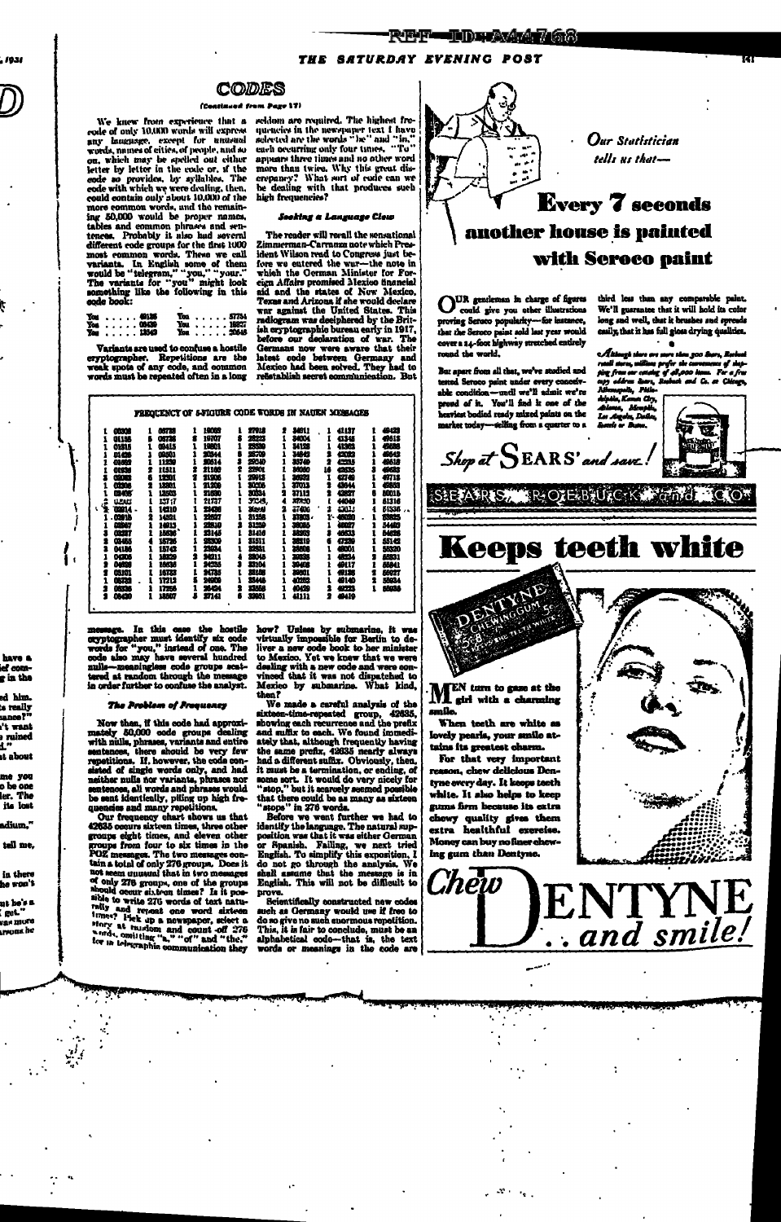# CODES

*(Continued from Page 17)*

We knew from experience that a code of only 10,000 words will express any language, except for unusual words, names of cities, of people, and so on, which may be spelled out either letter by letter in the code or, if the code so provides, by syllables. The code with which we were dealing, then, could contain only about 10,000 of the more common words, and the remaining 50,000 would be proper names, tables and common phrases and sentences. Probably it also had several different code groups for the first 1000 most common words. These we call variants. In English some of them would be "telegram," "you," "your." The variants for "you" might look something like the following in this code book:

| | | | |
|---|---|---|---|
| You . . . . . | 68126 | You . . . . . | 37754 |
| You . . . . . | 09430 | You . . . . . | 16827 |
| You . . . . . | 13543 | You . . . . . | 20648 |

Variants are used to confuse a hostile cryptographer. Repetitions are the weak spots of any code, and common words must be repeated often in a long message. In this case the hostile cryptographer must identify six code words for "you," instead of one. The code also may have several hundred nulls—meaningless code groups scattered at random through the message in order further to confuse the analyst.

### The Problem of Frequency

Now then, if this code had approximately 60,000 code groups dealing with nulls, phrases, variants and entire sentences, there should be very few repetitions. If, however, the code consisted of single words only, and had neither nulls nor variants, phrases nor sentences, all words and phrases would be sent identically, piling up high frequencies and many repetitions.

Our frequency chart shows us that 42635 occurs sixteen times, three other groups eight times, and eleven other groups from four to six times in the POZ messages. The two messages contain a total of only 276 groups. Does it not seem unusual that in two messages of only 276 groups, one of the groups should occur sixteen times? Is it possible to write 276 words of text naturally and repeat one word sixteen times? Pick up a newspaper, select a story at random and count off 276 words, omitting "a," "of" and "the," for in telegraphic communication they seldom are required. The highest frequencies in the newspaper text I have selected are the words "be" and "in," each occurring only four times. "To" appears three times and no other word more than twice. Why this great discrepancy? What sort of code can we be dealing with that produces such high frequencies?

### Seeking a Language Clew

The reader will recall the sensational Zimmerman-Carranza note which President Wilson read to Congress just before we entered the war—the note in which the German Minister for Foreign Affairs promised Mexico financial aid and the states of New Mexico, Texas and Arizona if she would declare war against the United States. This radiogram was deciphered by the British cryptographic bureau early in 1917, before our declaration of war. The Germans now were aware that their latest code between Germany and Mexico had been solved. They had to reëstablish secret communication. But how? Unless by submarine, it was virtually impossible for Berlin to deliver a new code book to her minister to Mexico. Yet we knew that we were dealing with a new code and were convinced that it was not dispatched to Mexico by submarine. What kind, then?

We made a careful analysis of the sixteen-time-repeated group, 42635, showing each recurrence and the prefix and suffix to each. We found immediately that, although frequently having the same prefix, 42635 nearly always had a different suffix. Obviously, then, it must be a termination, or ending, of some sort. It would do very nicely for "stop," but it scarcely seemed possible that there could be as many as sixteen "stops" in 276 words.

Before we went further we had to identify the language. The natural supposition was that it was either German or Spanish. Failing, we next tried English. To simplify this exposition, I do not go through the analysis. We shall assume that the message is in English. This will not be difficult to prove.

Scientifically constructed new codes such as Germany would use if free to do so give no such enormous repetition. This, it is fair to conclude, must be an alphabetical code—that is, the code words or meanings in the code are

**FREQUENCY OF 5-FIGURE CODE WORDS IN NAUEN MESSAGES**

| | | | | | | | | | | | | | |
|---|---|---|---|---|---|---|---|---|---|---|---|---|---|
| 1 | 00308 | 1 | 08738 | 1 | 19099 | 1 | 27918 | 2 | 34011 | 1 | 41137 | 1 | 48423 |
| 1 | 01195 | 5 | 08738 | 8 | 19707 | 8 | 28223 | 1 | 34004 | 1 | 41346 | 1 | 49515 |
| 1 | 01815 | 1 | 09415 | 1 | 19801 | 1 | 28330 | 1 | 34128 | 1 | 41362 | 1 | 49588 |
| 1 | 01426 | 1 | 09501 | 1 | 20344 | 6 | 28709 | 1 | 34642 | 8 | 42032 | 1 | 49842 |
| 1 | 01692 | 1 | 11239 | 1 | 20514 | 3 | 29540 | 1 | 35749 | 2 | 42335 | 1 | 49618 |
| 1 | 01928 | 2 | 11511 | 2 | 21160 | 2 | 29901 | 1 | 36060 | 16 | 42635 | 3 | 49682 |
| 1 | 02082 | 6 | 12301 | 1 | 21305 | 1 | 29915 | 1 | 36021 | 1 | 42740 | 1 | 49712 |
| 1 | 02398 | 2 | 12801 | 1 | 21509 | 1 | 30205 | 1 | 37015 | 2 | 43644 | 1 | 49853 |
| 1 | 02405 | 1 | 12503 | 1 | 21630 | 1 | 30354 | 2 | 37112 | 2 | 43837 | 6 | 50015 |
| 1 | 02443 | 1 | 13717 | 1 | 21727 | 1 | 30528 | 1 | 37870 | 1 | 44040 | 1 | 51216 |
| 1 | 02914 | 1 | 14210 | 1 | 22438 | 1 | 30699 | 2 | 37600 | 2 | 43013 | 4 | 51336 |
| 1 | 02915 | 2 | 14521 | 1 | 22627 | 1 | 31258 | 1 | 37803 | 1 | 45020 | 1 | 52825 |
| 1 | 02867 | 1 | 14913 | 1 | 22810 | 2 | 31259 | 1 | 38085 | 1 | 45827 | 1 | 54463 |
| 1 | 03287 | 1 | 15636 | 1 | 23145 | 1 | 31450 | 1 | 38303 | 1 | 45833 | 1 | 54628 |
| 2 | 03465 | 6 | 15726 | 1 | 23309 | 1 | 31511 | 1 | 38215 | 6 | 47236 | 1 | 55142 |
| 3 | 04186 | 1 | 15743 | 1 | 23634 | 1 | 32851 | 1 | 38606 | 1 | 48001 | 1 | 55320 |
| 1 | 04305 | 1 | 16329 | 3 | 24211 | 4 | 33045 | 1 | 39535 | 1 | 48234 | 1 | 55331 |
| 1 | 04638 | 1 | 16636 | 1 | 24535 | 3 | 33104 | 1 | 39408 | 1 | 49117 | 1 | 55841 |
| 2 | 05101 | 1 | 16733 | 1 | 24735 | 1 | 33165 | 1 | 39801 | 1 | 49126 | 2 | 56027 |
| 1 | 05723 | 1 | 17213 | 5 | 24908 | 1 | 33445 | 1 | 40325 | 1 | 49140 | 2 | 56324 |
| 1 | 06336 | 1 | 17256 | 1 | 26424 | 2 | 33658 | 1 | 40429 | 2 | 49223 | 1 | 58036 |
| 3 | 06430 | 1 | 18507 | 5 | 27141 | 6 | 33951 | 1 | 41111 | 2 | 49419 | | |

---

*Our Statistician tells us that—*

# Every 7 seconds another house is painted with Seroco paint

OUR gentleman in charge of figures could give you other illustrations proving Seroco popularity—for instance, that the Seroco paint sold last year would cover a 14-foot highway stretched entirely round the world.

But apart from all that, we've studied and tested Seroco paint under every conceivable condition—until we'll admit we're proud of it. You'll find it one of the heaviest bodied ready mixed paints on the market today—selling from a quarter to a third less than any comparable paint. We'll guarantee that it will hold its color long and well, that it brushes and spreads easily, that it has full gloss drying qualities.

*Although there are more than 500 Sears, Roebuck retail stores, millions prefer the convenience of shopping from our catalog of 45,000 items. For a free copy address Sears, Roebuck and Co. at Chicago, Minneapolis, Philadelphia, Kansas City, Atlanta, Memphis, Los Angeles, Dallas, Seattle or Boston.*

*Shop at* SEARS' *and save!*

SEARS, ROEBUCK and CO.

---

# Keeps teeth white

DENTYNE CHEWING GUM 5¢

MEN turn to gaze at the girl with a charming smile.

When teeth are white as lovely pearls, your smile attains its greatest charm.

For that very important reason, chew delicious Dentyne every day. It keeps teeth white. It also helps to keep gums firm because its extra chewy quality gives them extra healthful exercise. Money can buy no finer chewing gum than Dentyne.

*Chew* DENTYNE *. . and smile!*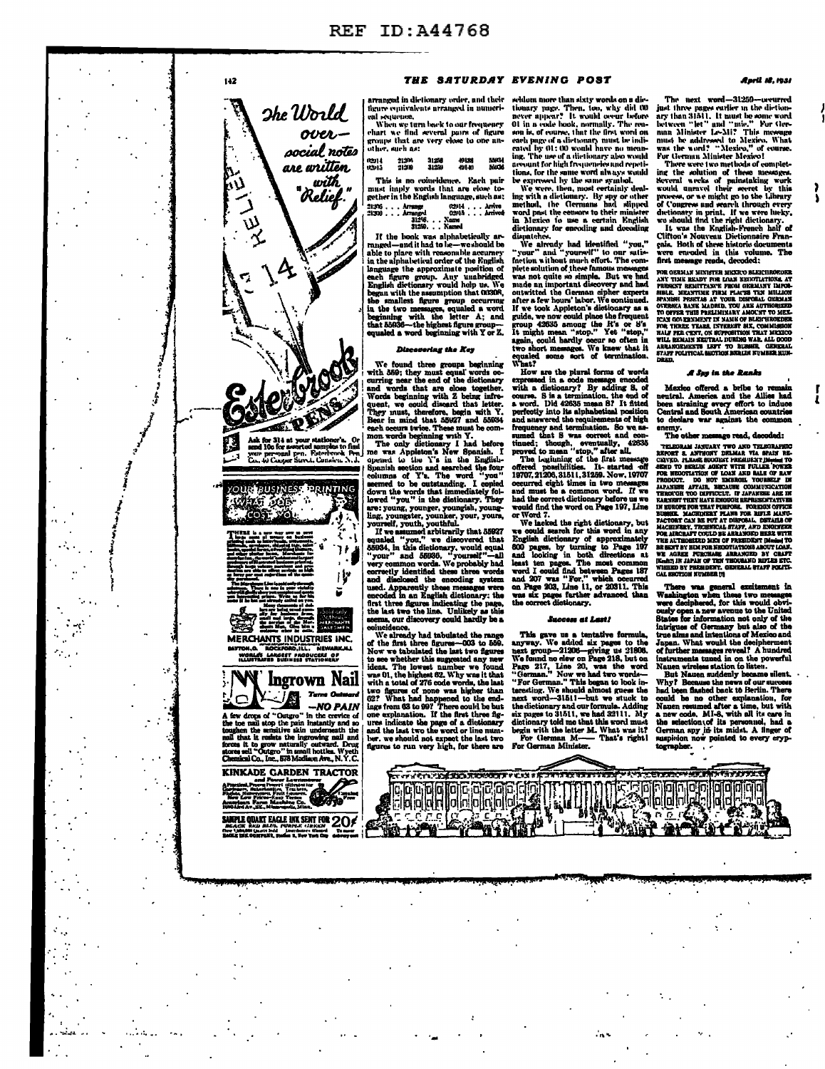arranged in dictionary order, and their figure equivalents arranged in numerical sequence.

When we turn back to our frequency chart we find several pairs of figure groups that are very close to one another, such as:

| | | | | |
|---|---|---|---|---|
| 02914 | 21304 | 31258 | 49138 | 55034 |
| 02915 | 21306 | 31259 | 49140 | 55036 |

This is no coincidence. Each pair must imply words that are close together in the English language, such as:

21306 . . . Arrange — 02914 . . . Arrive
21300 . . . Arranged — 02915 . . . Arrived
31258 . . . Name
31259 . . . Named

If the book was alphabetically arranged—and it had to be—we should be able to place with reasonable accuracy in the alphabetical order of the English language the approximate position of each figure group. Any unabridged English dictionary would help us. We began with the assumption that 00308, the smallest figure group occurring in the two messages, equaled a word beginning with the letter A; and that 55036—the highest figure group—equaled a word beginning with Y or Z.

### Discovering the Key

We found three groups beginning with 559; they must equal words occurring near the end of the dictionary and words that are close together. Words beginning with Z being infrequent, we could discard that letter. They must, therefore, begin with Y. Bear in mind that 55927 and 55934 each occurs twice. These must be common words beginning with Y.

The only dictionary I had before me was Appleton's New Spanish. I opened to the Y's in the English-Spanish section and searched the four columns of Y's. The word "you" seemed to be outstanding. I copied down the words that immediately followed "you" in the dictionary. They are: young, younger, youngish, youngling, youngster, younker, your, yours, yourself, youth, youthful.

If we assumed arbitrarily that 55927 equaled "you," we discovered that 55934, in this dictionary, would equal "your" and 55936, "yourself"—all very common words. We probably had correctly identified these three words and disclosed the encoding system used. Apparently these messages were encoded in an English dictionary: the first three figures indicating the page, the last two the line. Unlikely as this seems, our discovery could hardly be a coincidence.

We already had tabulated the range of the first three figures—003 to 559. Now we tabulated the last two figures to see whether this suggested any new ideas. The lowest number we found was 01, the highest 62. Why was it that with a total of 276 code words, the last two figures of none was higher than 62? What had happened to the endings from 63 to 99? There could be but one explanation. If the first three figures indicate the page of a dictionary and the last two the word or line number, we should not expect the last two figures to run very high, for there are seldom more than sixty words on a dictionary page. Then, too, why did 00 never appear? It would occur before 01 in a code book, normally. The reason is, of course, that the first word on each page of a dictionary must be indicated by 01: 00 would have no meaning. The use of a dictionary also would account for high frequencies and repetitions, for the same word always would be expressed by the same symbol.

We were, then, most certainly dealing with a dictionary. By spy or other method, the Germans had slipped word past the censors to their minister in Mexico to use a certain English dictionary for encoding and decoding dispatches.

We already had identified "you," "your" and "yourself" to our satisfaction without much effort. The complete solution of these famous messages was not quite so simple. But we had made an important discovery and had outwitted the German cipher experts after a few hours' labor. We continued. If we took Appleton's dictionary as a guide, we now could place the frequent group 42635 among the R's or S's. It might mean "stop." Yet "stop," again, could hardly occur so often in two short messages. We knew that it equaled some sort of termination. What?

How are the plural forms of words expressed in a code message encoded with a dictionary? By adding S, of course. S is a termination, the end of a word. Did 42635 mean S? It fitted perfectly into its alphabetical position and answered the requirements of high frequency and termination. So we assumed that S was correct and continued; though, eventually, 42635 proved to mean "stop," after all.

The beginning of the first message offered possibilities. It started off 19707, 21206, 31511, 31259. Now, 19707 occurred eight times in two messages and must be a common word. If we had the correct dictionary before us we would find the word on Page 197, Line, or Word 7.

We lacked the right dictionary, but we could search for this word in any English dictionary of approximately 600 pages, by turning to Page 197 and looking in both directions at least ten pages. The most common word I could find between Pages 187 and 207 was "For," which occurred on Page 203, Line 11, or 20311. This was six pages farther advanced than the correct dictionary.

### Success at Last!

This gave us a tentative formula, anyway. We added six pages to the next group—21206—giving us 21806. We found no clew on Page 218, but on Page 217, Line 20, was the word "German." Now we had two words—"For German." This began to look interesting. We should almost guess the next word—31511—but we stuck to the dictionary and our formula. Adding six pages to 31511, we had 32111. My dictionary told me that this word must begin with the letter M. What was it?

For German M—— That's right! For German Minister.

The next word—31250—occurred just three pages earlier in the dictionary than 31511. It must be some word between "let" and "mie." For German Minister Le-Mi? This message must be addressed to Mexico. What was the word? "Mexico," of course. For German Minister Mexico!

There were two methods of completing the solution of these messages. Several weeks of painstaking work would unravel their secret by this process, or we might go to the Library of Congress and search through every dictionary in print. If we were lucky, we should find the right dictionary.

It was the English-French half of Clifton's Nouveau Dictionnaire Français. Both of these historic documents were encoded in this volume. The first message reads, decoded:

FOR GERMAN MINISTER MEXICO BLEICHROEDER ANY TIME READY FOR LOAN NEGOTIATIONS. AT PRESENT REMITTANCE FROM GERMANY IMPOSSIBLE. MEANTIME FIRM PLACES TEN MILLION SPANISH PESETAS AT YOUR DISPOSAL GERMAN OVERSEA BANK MADRID. YOU ARE AUTHORIZED TO OFFER THIS PRELIMINARY AMOUNT TO MEXICAN GOVERNMENT IN NAME OF BLEICHROEDER FOR THREE YEARS, INTEREST SIX, COMMISSION HALF PER CENT, ON SUPPOSITION THAT MEXICO WILL REMAIN NEUTRAL DURING WAR. ALL GOOD ARRANGEMENTS LEFT TO SUBMIT. GENERAL STAFF POLITICAL SECTION BERLIN NUMBER HUNDRED.

### A Spy in the Ranks

Mexico offered a bribe to remain neutral. America and the Allies had been straining every effort to induce Central and South American countries to declare war against the common enemy.

The other message read, decoded:

TELEGRAM JANUARY TWO AND TELEGRAPHIC REPORT S. ANTHONY DELMAR VIA SPAIN RECEIVED. PLEASE SUGGEST PRESIDENT [denied] TO SEND TO BERLIN AGENT WITH FULLER POWER FOR NEGOTIATION OF LOAN AND SALE OF RAW PRODUCT. DO NOT EMBROIL YOURSELF IN JAPANESE AFFAIRS, BECAUSE COMMUNICATION THROUGH TOO DIFFICULT. IF JAPANESE ARE IN EARNEST THEY HAVE ENOUGH REPRESENTATIVES IN EUROPE FOR THAT PURPOSE. FOREIGN OFFICE BUSSEE. MACHINERY PLANS FOR RIFLE MANUFACTORY CAN BE PUT AT DISPOSAL. DETAILS OF MACHINERY, TECHNICAL STAFF, AND ENGINEER FOR AIRCRAFT COULD BE ARRANGED HERE WITH THE AUTHORIZED MEN OF PRESIDENT [denied] TO BE SENT BY HIM FOR NEGOTIATIONS ABOUT LOAN. WE AGREE PURCHASE ARRANGED BY CRAFT [Kraft] IN JAPAN OF TEN THOUSAND RIFLES ETC. WISHED BY PRESIDENT. GENERAL STAFF POLITICAL SECTION NUMBER [?]

There was general excitement in Washington when these two messages were deciphered, for this would obviously open a new avenue to the United States for information not only of the intrigues of Germany but also of the true aims and intentions of Mexico and Japan. What would the decipherment of further messages reveal? A hundred instruments tuned in on the powerful Nauen wireless station to listen.

But Nauen suddenly became silent. Why? Because the news of our success had been flashed back to Berlin. There could be no other explanation, for Nauen resumed after a time, but with a new code. MI-8, with all its care in the selection of its personnel, had a German spy in its midst. A finger of suspicion now pointed to every cryptographer.